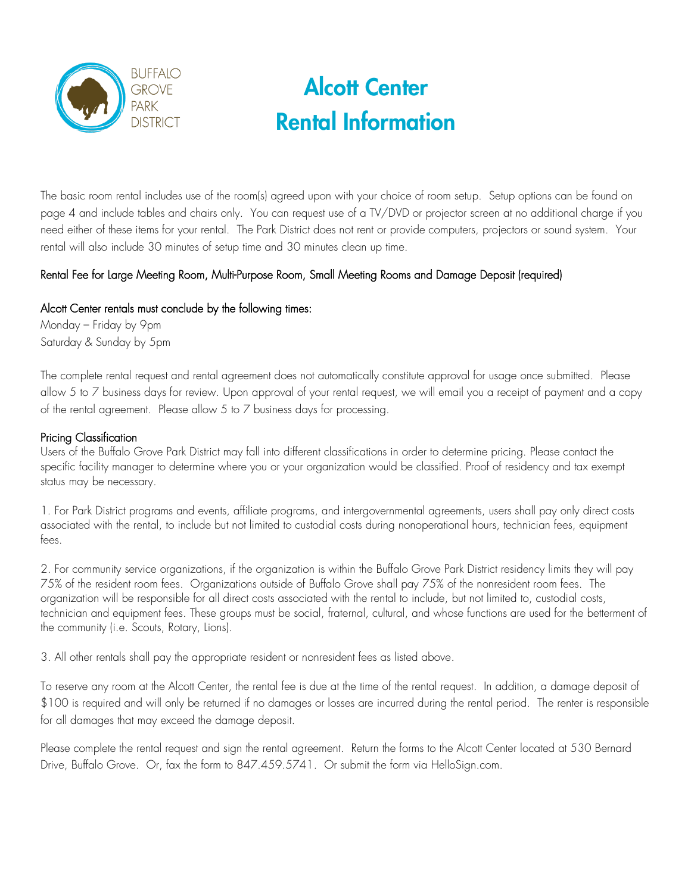BUFFALO GROVE PARK DISTRICT

# Alcott Center
# Rental Information

The basic room rental includes use of the room(s) agreed upon with your choice of room setup. Setup options can be found on page 4 and include tables and chairs only. You can request use of a TV/DVD or projector screen at no additional charge if you need either of these items for your rental. The Park District does not rent or provide computers, projectors or sound system. Your rental will also include 30 minutes of setup time and 30 minutes clean up time.

Rental Fee for Large Meeting Room, Multi-Purpose Room, Small Meeting Rooms and Damage Deposit (required)

Alcott Center rentals must conclude by the following times:
Monday – Friday by 9pm
Saturday & Sunday by 5pm

The complete rental request and rental agreement does not automatically constitute approval for usage once submitted. Please allow 5 to 7 business days for review. Upon approval of your rental request, we will email you a receipt of payment and a copy of the rental agreement. Please allow 5 to 7 business days for processing.

Pricing Classification
Users of the Buffalo Grove Park District may fall into different classifications in order to determine pricing. Please contact the specific facility manager to determine where you or your organization would be classified. Proof of residency and tax exempt status may be necessary.

1. For Park District programs and events, affiliate programs, and intergovernmental agreements, users shall pay only direct costs associated with the rental, to include but not limited to custodial costs during nonoperational hours, technician fees, equipment fees.

2. For community service organizations, if the organization is within the Buffalo Grove Park District residency limits they will pay 75% of the resident room fees. Organizations outside of Buffalo Grove shall pay 75% of the nonresident room fees. The organization will be responsible for all direct costs associated with the rental to include, but not limited to, custodial costs, technician and equipment fees. These groups must be social, fraternal, cultural, and whose functions are used for the betterment of the community (i.e. Scouts, Rotary, Lions).

3. All other rentals shall pay the appropriate resident or nonresident fees as listed above.

To reserve any room at the Alcott Center, the rental fee is due at the time of the rental request. In addition, a damage deposit of $100 is required and will only be returned if no damages or losses are incurred during the rental period. The renter is responsible for all damages that may exceed the damage deposit.

Please complete the rental request and sign the rental agreement. Return the forms to the Alcott Center located at 530 Bernard Drive, Buffalo Grove. Or, fax the form to 847.459.5741. Or submit the form via HelloSign.com.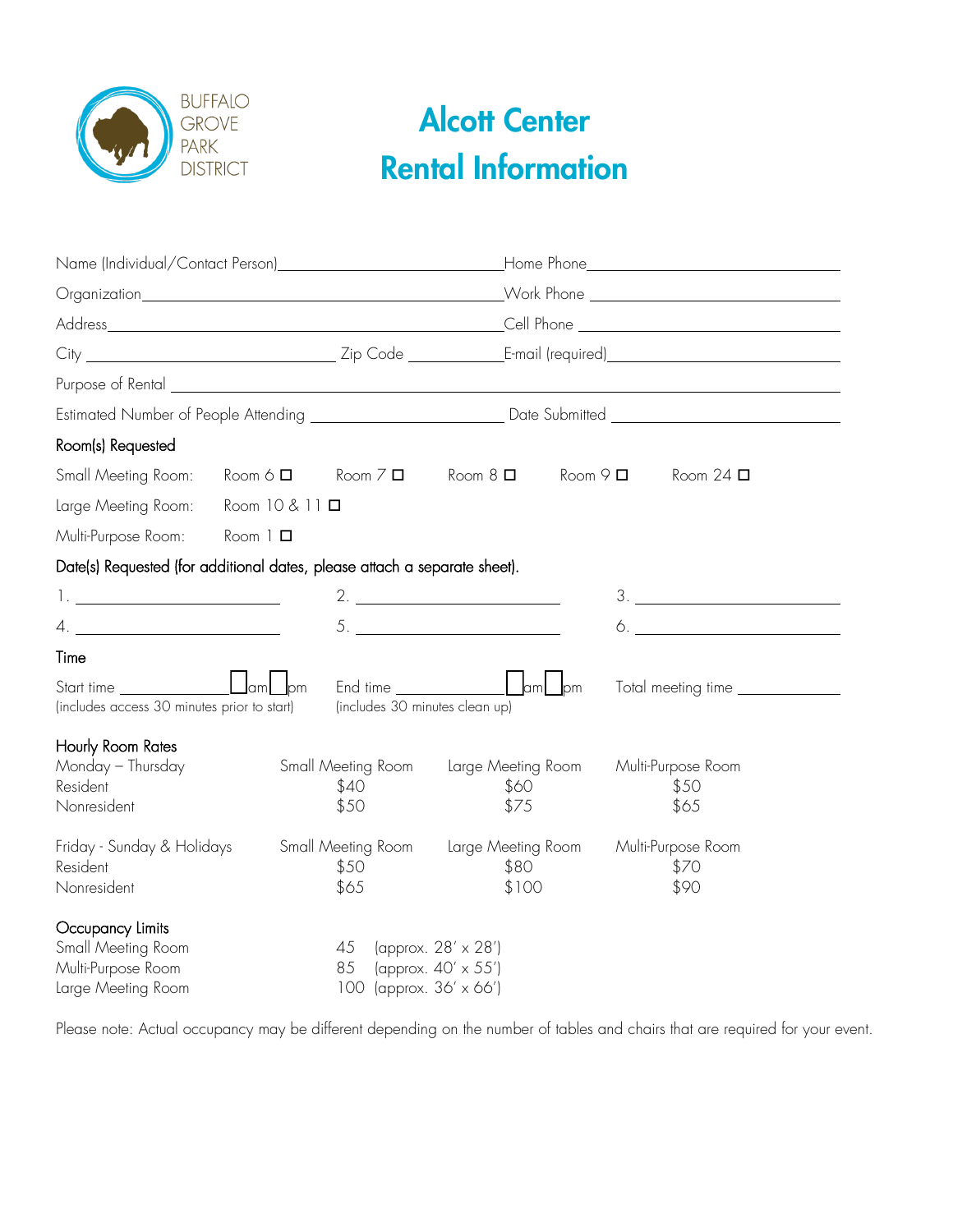BUFFALO GROVE PARK DISTRICT

# Alcott Center Rental Information

Name (Individual/Contact Person)________________________ Home Phone________________________

Organization________________________ Work Phone ________________________

Address________________________ Cell Phone ________________________

City ________________ Zip Code __________ E-mail (required)________________________

Purpose of Rental ________________________________________________

Estimated Number of People Attending ________________ Date Submitted ________________

**Room(s) Requested**

Small Meeting Room: Room 6 ☐ Room 7 ☐ Room 8 ☐ Room 9 ☐ Room 24 ☐

Large Meeting Room: Room 10 & 11 ☐

Multi-Purpose Room: Room 1 ☐

**Date(s) Requested (for additional dates, please attach a separate sheet).**

1. ________________ 2. ________________ 3. ________________

4. ________________ 5. ________________ 6. ________________

**Time**

Start time __________ ☐am ☐pm (includes access 30 minutes prior to start)

End time __________ ☐am ☐pm (includes 30 minutes clean up)

Total meeting time __________

**Hourly Room Rates**

| Monday – Thursday | Small Meeting Room | Large Meeting Room | Multi-Purpose Room |
|---|---|---|---|
| Resident | $40 | $60 | $50 |
| Nonresident | $50 | $75 | $65 |

| Friday - Sunday & Holidays | Small Meeting Room | Large Meeting Room | Multi-Purpose Room |
|---|---|---|---|
| Resident | $50 | $80 | $70 |
| Nonresident | $65 | $100 | $90 |

**Occupancy Limits**

| | | |
|---|---|---|
| Small Meeting Room | 45 | (approx. 28′ x 28′) |
| Multi-Purpose Room | 85 | (approx. 40′ x 55′) |
| Large Meeting Room | 100 | (approx. 36′ x 66′) |

Please note: Actual occupancy may be different depending on the number of tables and chairs that are required for your event.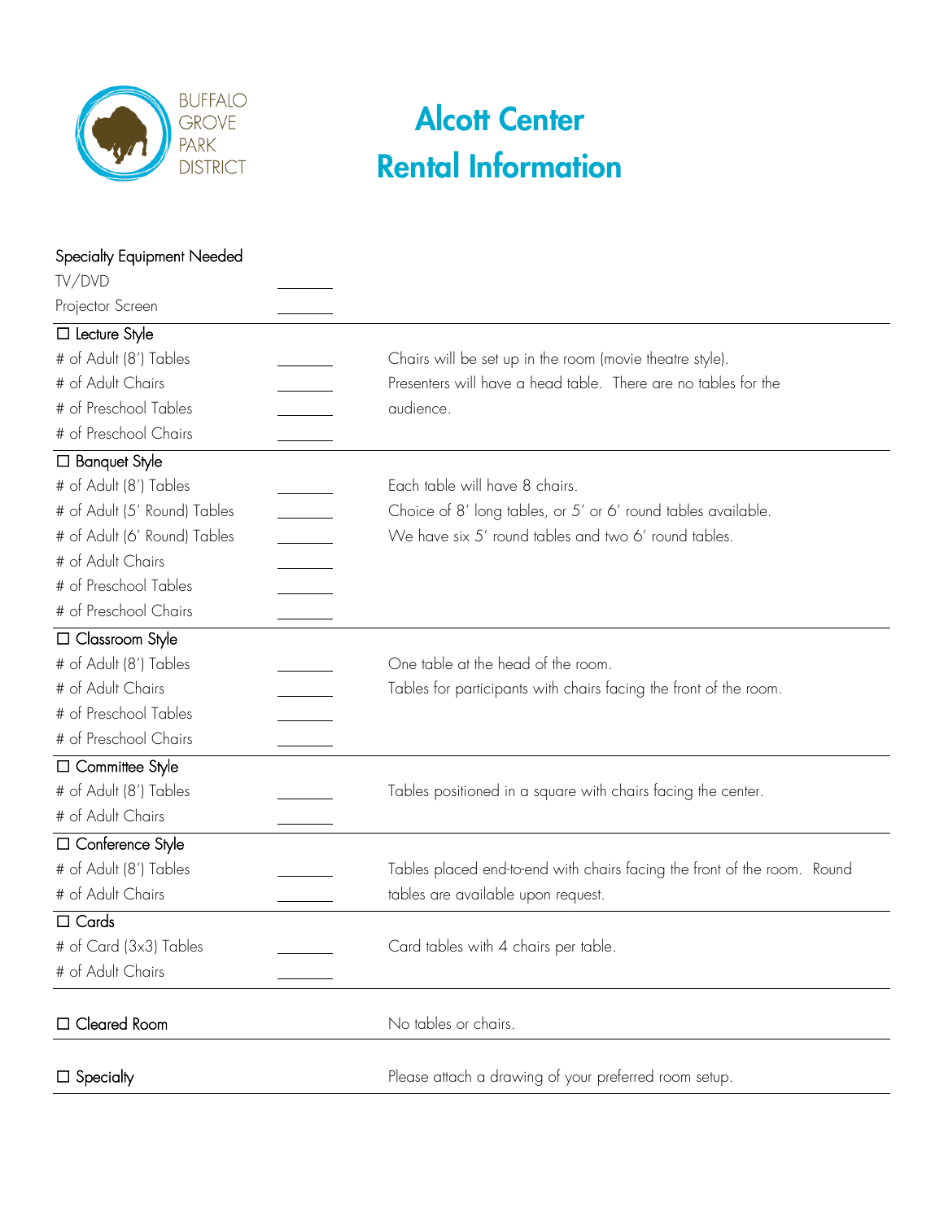Buffalo Grove Park District

# Alcott Center
# Rental Information

**Specialty Equipment Needed**

TV/DVD \_\_\_\_\_\_\_

Projector Screen \_\_\_\_\_\_\_

---

☐ **Lecture Style**

| | | |
|---|---|---|
| # of Adult (8') Tables | \_\_\_\_\_\_\_ | Chairs will be set up in the room (movie theatre style). |
| # of Adult Chairs | \_\_\_\_\_\_\_ | Presenters will have a head table. There are no tables for the audience. |
| # of Preschool Tables | \_\_\_\_\_\_\_ | |
| # of Preschool Chairs | \_\_\_\_\_\_\_ | |

---

☐ **Banquet Style**

| | | |
|---|---|---|
| # of Adult (8') Tables | \_\_\_\_\_\_\_ | Each table will have 8 chairs. |
| # of Adult (5' Round) Tables | \_\_\_\_\_\_\_ | Choice of 8' long tables, or 5' or 6' round tables available. |
| # of Adult (6' Round) Tables | \_\_\_\_\_\_\_ | We have six 5' round tables and two 6' round tables. |
| # of Adult Chairs | \_\_\_\_\_\_\_ | |
| # of Preschool Tables | \_\_\_\_\_\_\_ | |
| # of Preschool Chairs | \_\_\_\_\_\_\_ | |

---

☐ **Classroom Style**

| | | |
|---|---|---|
| # of Adult (8') Tables | \_\_\_\_\_\_\_ | One table at the head of the room. |
| # of Adult Chairs | \_\_\_\_\_\_\_ | Tables for participants with chairs facing the front of the room. |
| # of Preschool Tables | \_\_\_\_\_\_\_ | |
| # of Preschool Chairs | \_\_\_\_\_\_\_ | |

---

☐ **Committee Style**

| | | |
|---|---|---|
| # of Adult (8') Tables | \_\_\_\_\_\_\_ | Tables positioned in a square with chairs facing the center. |
| # of Adult Chairs | \_\_\_\_\_\_\_ | |

---

☐ **Conference Style**

| | | |
|---|---|---|
| # of Adult (8') Tables | \_\_\_\_\_\_\_ | Tables placed end-to-end with chairs facing the front of the room. Round tables are available upon request. |
| # of Adult Chairs | \_\_\_\_\_\_\_ | |

---

☐ **Cards**

| | | |
|---|---|---|
| # of Card (3x3) Tables | \_\_\_\_\_\_\_ | Card tables with 4 chairs per table. |
| # of Adult Chairs | \_\_\_\_\_\_\_ | |

---

☐ **Cleared Room** — No tables or chairs.

---

☐ **Specialty** — Please attach a drawing of your preferred room setup.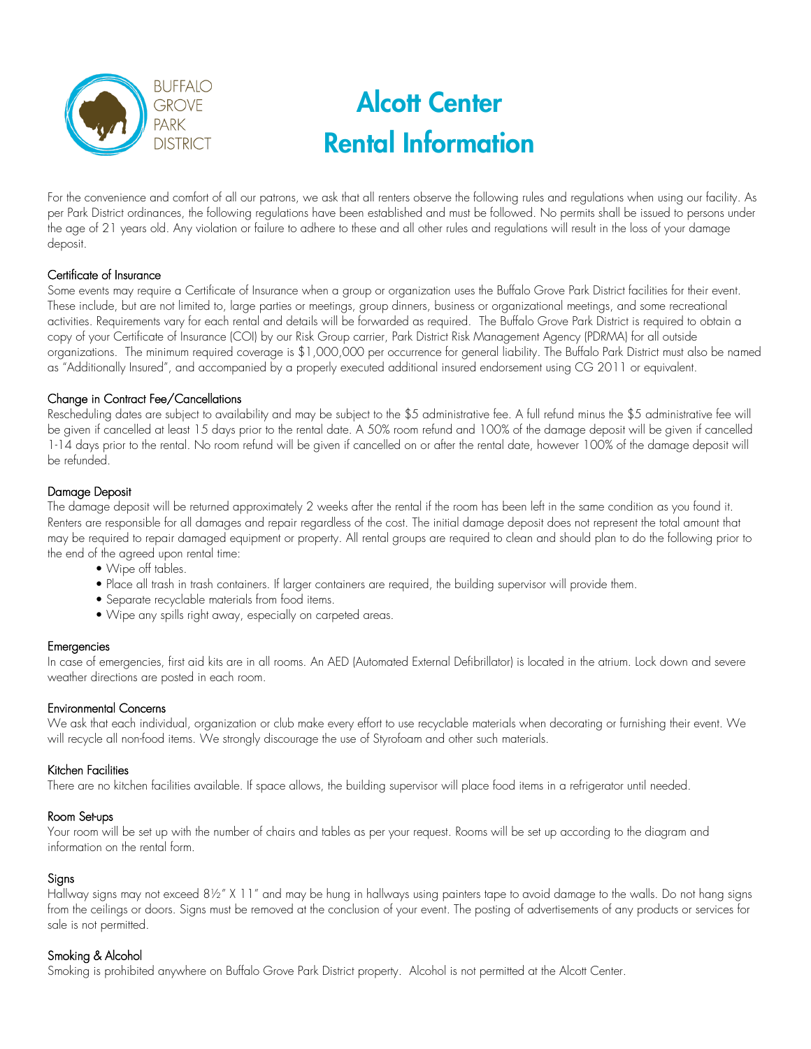# Alcott Center Rental Information

For the convenience and comfort of all our patrons, we ask that all renters observe the following rules and regulations when using our facility. As per Park District ordinances, the following regulations have been established and must be followed. No permits shall be issued to persons under the age of 21 years old. Any violation or failure to adhere to these and all other rules and regulations will result in the loss of your damage deposit.

### Certificate of Insurance

Some events may require a Certificate of Insurance when a group or organization uses the Buffalo Grove Park District facilities for their event. These include, but are not limited to, large parties or meetings, group dinners, business or organizational meetings, and some recreational activities. Requirements vary for each rental and details will be forwarded as required. The Buffalo Grove Park District is required to obtain a copy of your Certificate of Insurance (COI) by our Risk Group carrier, Park District Risk Management Agency (PDRMA) for all outside organizations. The minimum required coverage is $1,000,000 per occurrence for general liability. The Buffalo Park District must also be named as "Additionally Insured", and accompanied by a properly executed additional insured endorsement using CG 2011 or equivalent.

### Change in Contract Fee/Cancellations

Rescheduling dates are subject to availability and may be subject to the $5 administrative fee. A full refund minus the $5 administrative fee will be given if cancelled at least 15 days prior to the rental date. A 50% room refund and 100% of the damage deposit will be given if cancelled 1-14 days prior to the rental. No room refund will be given if cancelled on or after the rental date, however 100% of the damage deposit will be refunded.

### Damage Deposit

The damage deposit will be returned approximately 2 weeks after the rental if the room has been left in the same condition as you found it. Renters are responsible for all damages and repair regardless of the cost. The initial damage deposit does not represent the total amount that may be required to repair damaged equipment or property. All rental groups are required to clean and should plan to do the following prior to the end of the agreed upon rental time:

- Wipe off tables.
- Place all trash in trash containers. If larger containers are required, the building supervisor will provide them.
- Separate recyclable materials from food items.
- Wipe any spills right away, especially on carpeted areas.

### Emergencies

In case of emergencies, first aid kits are in all rooms. An AED (Automated External Defibrillator) is located in the atrium. Lock down and severe weather directions are posted in each room.

### Environmental Concerns

We ask that each individual, organization or club make every effort to use recyclable materials when decorating or furnishing their event. We will recycle all non-food items. We strongly discourage the use of Styrofoam and other such materials.

### Kitchen Facilities

There are no kitchen facilities available. If space allows, the building supervisor will place food items in a refrigerator until needed.

### Room Set-ups

Your room will be set up with the number of chairs and tables as per your request. Rooms will be set up according to the diagram and information on the rental form.

### Signs

Hallway signs may not exceed 8½" X 11" and may be hung in hallways using painters tape to avoid damage to the walls. Do not hang signs from the ceilings or doors. Signs must be removed at the conclusion of your event. The posting of advertisements of any products or services for sale is not permitted.

### Smoking & Alcohol

Smoking is prohibited anywhere on Buffalo Grove Park District property. Alcohol is not permitted at the Alcott Center.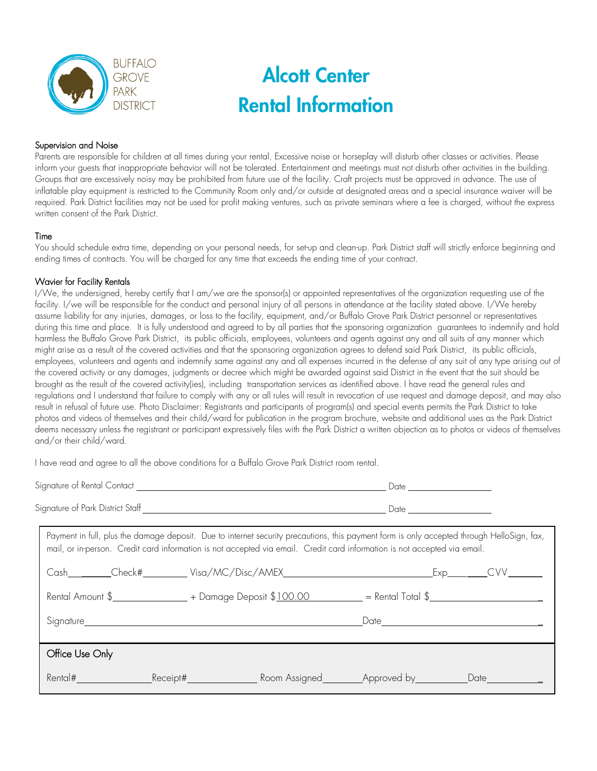BUFFALO GROVE PARK DISTRICT

# Alcott Center Rental Information

### Supervision and Noise

Parents are responsible for children at all times during your rental. Excessive noise or horseplay will disturb other classes or activities. Please inform your guests that inappropriate behavior will not be tolerated. Entertainment and meetings must not disturb other activities in the building. Groups that are excessively noisy may be prohibited from future use of the facility. Craft projects must be approved in advance. The use of inflatable play equipment is restricted to the Community Room only and/or outside at designated areas and a special insurance waiver will be required. Park District facilities may not be used for profit making ventures, such as private seminars where a fee is charged, without the express written consent of the Park District.

### Time

You should schedule extra time, depending on your personal needs, for set-up and clean-up. Park District staff will strictly enforce beginning and ending times of contracts. You will be charged for any time that exceeds the ending time of your contract.

### Wavier for Facility Rentals

I/We, the undersigned, hereby certify that I am/we are the sponsor(s) or appointed representatives of the organization requesting use of the facility. I/we will be responsible for the conduct and personal injury of all persons in attendance at the facility stated above. I/We hereby assume liability for any injuries, damages, or loss to the facility, equipment, and/or Buffalo Grove Park District personnel or representatives during this time and place. It is fully understood and agreed to by all parties that the sponsoring organization guarantees to indemnify and hold harmless the Buffalo Grove Park District, its public officials, employees, volunteers and agents against any and all suits of any manner which might arise as a result of the covered activities and that the sponsoring organization agrees to defend said Park District, its public officials, employees, volunteers and agents and indemnify same against any and all expenses incurred in the defense of any suit of any type arising out of the covered activity or any damages, judgments or decree which might be awarded against said District in the event that the suit should be brought as the result of the covered activity(ies), including transportation services as identified above. I have read the general rules and regulations and I understand that failure to comply with any or all rules will result in revocation of use request and damage deposit, and may also result in refusal of future use. Photo Disclaimer: Registrants and participants of program(s) and special events permits the Park District to take photos and videos of themselves and their child/ward for publication in the program brochure, website and additional uses as the Park District deems necessary unless the registrant or participant expressively files with the Park District a written objection as to photos or videos of themselves and/or their child/ward.

I have read and agree to all the above conditions for a Buffalo Grove Park District room rental.

Signature of Rental Contact ______________________________ Date ______________

Signature of Park District Staff ______________________________ Date ______________

Payment in full, plus the damage deposit. Due to internet security precautions, this payment form is only accepted through HelloSign, fax, mail, or in-person. Credit card information is not accepted via email. Credit card information is not accepted via email.

Cash________ Check#________ Visa/MC/Disc/AMEX______________________ Exp____ ____ CVV______

Rental Amount $______________ + Damage Deposit $100.00__________ = Rental Total $____________________

Signature______________________________________ Date______________________________

**Office Use Only**

Rental#______________ Receipt#______________ Room Assigned________ Approved by__________ Date__________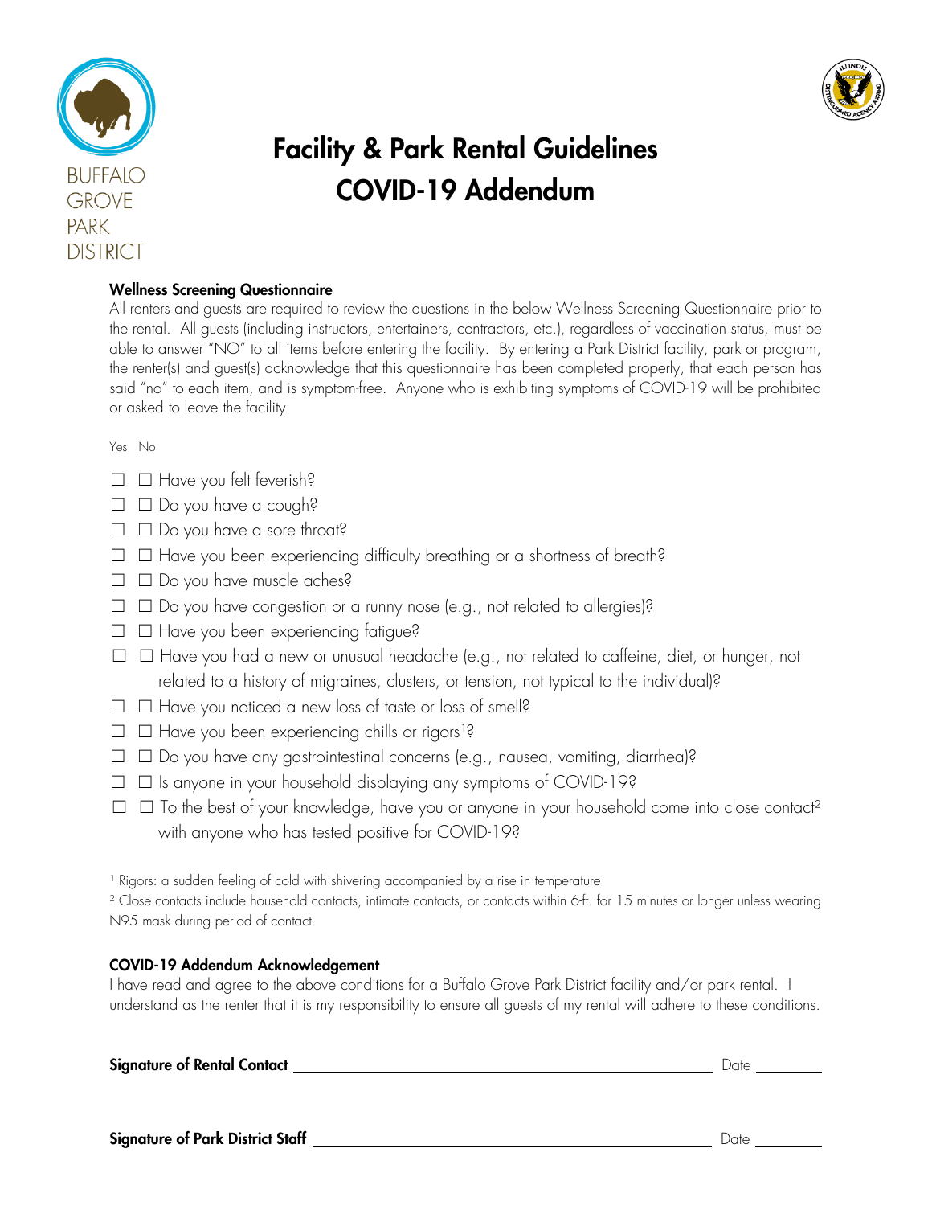BUFFALO GROVE PARK DISTRICT

# Facility & Park Rental Guidelines COVID-19 Addendum

**Wellness Screening Questionnaire**

All renters and guests are required to review the questions in the below Wellness Screening Questionnaire prior to the rental. All guests (including instructors, entertainers, contractors, etc.), regardless of vaccination status, must be able to answer "NO" to all items before entering the facility. By entering a Park District facility, park or program, the renter(s) and guest(s) acknowledge that this questionnaire has been completed properly, that each person has said "no" to each item, and is symptom-free. Anyone who is exhibiting symptoms of COVID-19 will be prohibited or asked to leave the facility.

Yes No

- ☐ ☐ Have you felt feverish?
- ☐ ☐ Do you have a cough?
- ☐ ☐ Do you have a sore throat?
- ☐ ☐ Have you been experiencing difficulty breathing or a shortness of breath?
- ☐ ☐ Do you have muscle aches?
- ☐ ☐ Do you have congestion or a runny nose (e.g., not related to allergies)?
- ☐ ☐ Have you been experiencing fatigue?
- ☐ ☐ Have you had a new or unusual headache (e.g., not related to caffeine, diet, or hunger, not related to a history of migraines, clusters, or tension, not typical to the individual)?
- ☐ ☐ Have you noticed a new loss of taste or loss of smell?
- ☐ ☐ Have you been experiencing chills or rigors[1]?
- ☐ ☐ Do you have any gastrointestinal concerns (e.g., nausea, vomiting, diarrhea)?
- ☐ ☐ Is anyone in your household displaying any symptoms of COVID-19?
- ☐ ☐ To the best of your knowledge, have you or anyone in your household come into close contact[2] with anyone who has tested positive for COVID-19?

[1] Rigors: a sudden feeling of cold with shivering accompanied by a rise in temperature

[2] Close contacts include household contacts, intimate contacts, or contacts within 6-ft. for 15 minutes or longer unless wearing N95 mask during period of contact.

**COVID-19 Addendum Acknowledgement**

I have read and agree to the above conditions for a Buffalo Grove Park District facility and/or park rental. I understand as the renter that it is my responsibility to ensure all guests of my rental will adhere to these conditions.

**Signature of Rental Contact** ______________________________ Date ________

**Signature of Park District Staff** ______________________________ Date ________